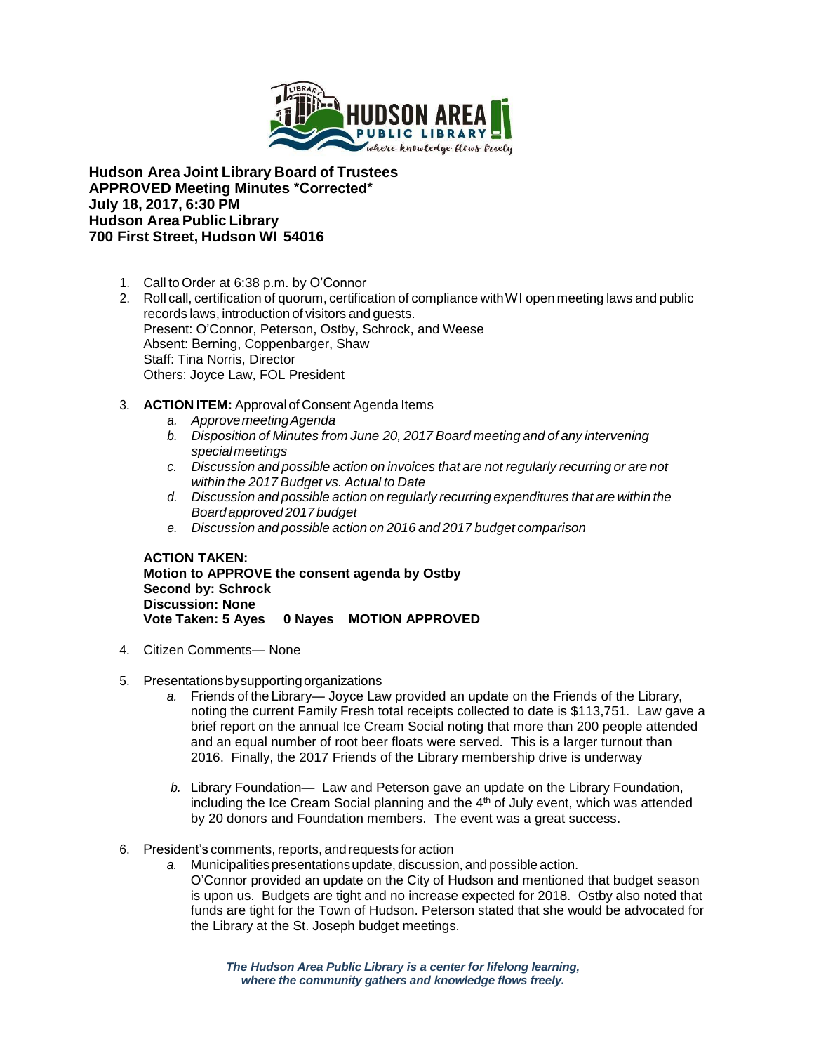**Hudson Area Joint Library Board of Trustees**
**APPROVED Meeting Minutes \*Corrected\***
**July 18, 2017, 6:30 PM**
**Hudson Area Public Library**
**700 First Street, Hudson WI 54016**

1. Call to Order at 6:38 p.m. by O'Connor
2. Roll call, certification of quorum, certification of compliance with WI open meeting laws and public records laws, introduction of visitors and guests.
   Present: O'Connor, Peterson, Ostby, Schrock, and Weese
   Absent: Berning, Coppenbarger, Shaw
   Staff: Tina Norris, Director
   Others: Joyce Law, FOL President
3. **ACTION ITEM:** Approval of Consent Agenda Items
   a. *Approve meeting Agenda*
   b. *Disposition of Minutes from June 20, 2017 Board meeting and of any intervening special meetings*
   c. *Discussion and possible action on invoices that are not regularly recurring or are not within the 2017 Budget vs. Actual to Date*
   d. *Discussion and possible action on regularly recurring expenditures that are within the Board approved 2017 budget*
   e. *Discussion and possible action on 2016 and 2017 budget comparison*

   **ACTION TAKEN:**
   **Motion to APPROVE the consent agenda by Ostby**
   **Second by: Schrock**
   **Discussion: None**
   **Vote Taken: 5 Ayes 0 Nayes MOTION APPROVED**

4. Citizen Comments— None
5. Presentations by supporting organizations
   a. Friends of the Library— Joyce Law provided an update on the Friends of the Library, noting the current Family Fresh total receipts collected to date is $113,751. Law gave a brief report on the annual Ice Cream Social noting that more than 200 people attended and an equal number of root beer floats were served. This is a larger turnout than 2016. Finally, the 2017 Friends of the Library membership drive is underway

   b. Library Foundation— Law and Peterson gave an update on the Library Foundation, including the Ice Cream Social planning and the 4th of July event, which was attended by 20 donors and Foundation members. The event was a great success.
6. President's comments, reports, and requests for action
   a. Municipalities presentations update, discussion, and possible action.
   O'Connor provided an update on the City of Hudson and mentioned that budget season is upon us. Budgets are tight and no increase expected for 2018. Ostby also noted that funds are tight for the Town of Hudson. Peterson stated that she would be advocated for the Library at the St. Joseph budget meetings.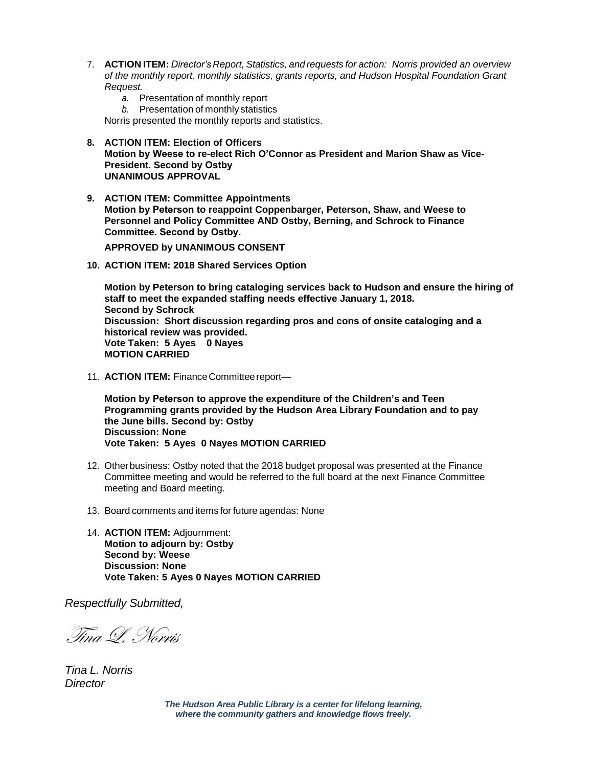7. **ACTION ITEM:** *Director's Report, Statistics, and requests for action: Norris provided an overview of the monthly report, monthly statistics, grants reports, and Hudson Hospital Foundation Grant Request.*
    *a.* Presentation of monthly report
    *b.* Presentation of monthly statistics

    Norris presented the monthly reports and statistics.

8. **ACTION ITEM: Election of Officers**
   **Motion by Weese to re-elect Rich O'Connor as President and Marion Shaw as Vice-President. Second by Ostby**
   **UNANIMOUS APPROVAL**

9. **ACTION ITEM: Committee Appointments**
   **Motion by Peterson to reappoint Coppenbarger, Peterson, Shaw, and Weese to Personnel and Policy Committee AND Ostby, Berning, and Schrock to Finance Committee. Second by Ostby.**

   **APPROVED by UNANIMOUS CONSENT**

10. **ACTION ITEM: 2018 Shared Services Option**

    **Motion by Peterson to bring cataloging services back to Hudson and ensure the hiring of staff to meet the expanded staffing needs effective January 1, 2018.**
    **Second by Schrock**
    **Discussion: Short discussion regarding pros and cons of onsite cataloging and a historical review was provided.**
    **Vote Taken: 5 Ayes 0 Nayes**
    **MOTION CARRIED**

11. **ACTION ITEM:** Finance Committee report—

    **Motion by Peterson to approve the expenditure of the Children's and Teen Programming grants provided by the Hudson Area Library Foundation and to pay the June bills. Second by: Ostby**
    **Discussion: None**
    **Vote Taken: 5 Ayes 0 Nayes MOTION CARRIED**

12. Other business: Ostby noted that the 2018 budget proposal was presented at the Finance Committee meeting and would be referred to the full board at the next Finance Committee meeting and Board meeting.

13. Board comments and items for future agendas: None

14. **ACTION ITEM:** Adjournment:
    **Motion to adjourn by: Ostby**
    **Second by: Weese**
    **Discussion: None**
    **Vote Taken: 5 Ayes 0 Nayes MOTION CARRIED**

*Respectfully Submitted,*

*Tina L. Norris*

*Tina L. Norris*
*Director*

***The Hudson Area Public Library is a center for lifelong learning, where the community gathers and knowledge flows freely.***